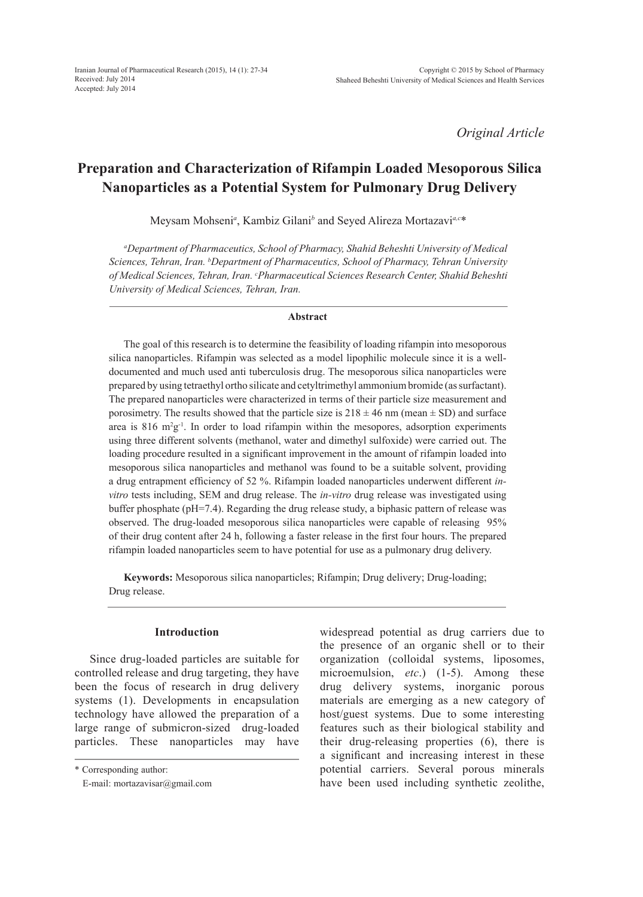*Original Article*

# Preparation and Characterization of Rifampin Loaded Mesoporous Silica Nanoparticles as a Potential System for Pulmonary Drug Delivery

Meysam Mohseni[a], Kambiz Gilani[b] and Seyed Alireza Mortazavi[a,c]*

[a]*Department of Pharmaceutics, School of Pharmacy, Shahid Beheshti University of Medical Sciences, Tehran, Iran.* [b]*Department of Pharmaceutics, School of Pharmacy, Tehran University of Medical Sciences, Tehran, Iran.* [c]*Pharmaceutical Sciences Research Center, Shahid Beheshti University of Medical Sciences, Tehran, Iran.*

## Abstract

The goal of this research is to determine the feasibility of loading rifampin into mesoporous silica nanoparticles. Rifampin was selected as a model lipophilic molecule since it is a well-documented and much used anti tuberculosis drug. The mesoporous silica nanoparticles were prepared by using tetraethyl ortho silicate and cetyltrimethyl ammonium bromide (as surfactant). The prepared nanoparticles were characterized in terms of their particle size measurement and porosimetry. The results showed that the particle size is 218 ± 46 nm (mean ± SD) and surface area is 816 $m^2g^{-1}$. In order to load rifampin within the mesopores, adsorption experiments using three different solvents (methanol, water and dimethyl sulfoxide) were carried out. The loading procedure resulted in a significant improvement in the amount of rifampin loaded into mesoporous silica nanoparticles and methanol was found to be a suitable solvent, providing a drug entrapment efficiency of 52 %. Rifampin loaded nanoparticles underwent different *in-vitro* tests including, SEM and drug release. The *in-vitro* drug release was investigated using buffer phosphate (pH=7.4). Regarding the drug release study, a biphasic pattern of release was observed. The drug-loaded mesoporous silica nanoparticles were capable of releasing 95% of their drug content after 24 h, following a faster release in the first four hours. The prepared rifampin loaded nanoparticles seem to have potential for use as a pulmonary drug delivery.

**Keywords:** Mesoporous silica nanoparticles; Rifampin; Drug delivery; Drug-loading; Drug release.

## Introduction

Since drug-loaded particles are suitable for controlled release and drug targeting, they have been the focus of research in drug delivery systems (1). Developments in encapsulation technology have allowed the preparation of a large range of submicron-sized drug-loaded particles. These nanoparticles may have widespread potential as drug carriers due to the presence of an organic shell or to their organization (colloidal systems, liposomes, microemulsion, *etc*.) (1-5). Among these drug delivery systems, inorganic porous materials are emerging as a new category of host/guest systems. Due to some interesting features such as their biological stability and their drug-releasing properties (6), there is a significant and increasing interest in these potential carriers. Several porous minerals have been used including synthetic zeolithe,

\* Corresponding author:
E-mail: mortazavisar@gmail.com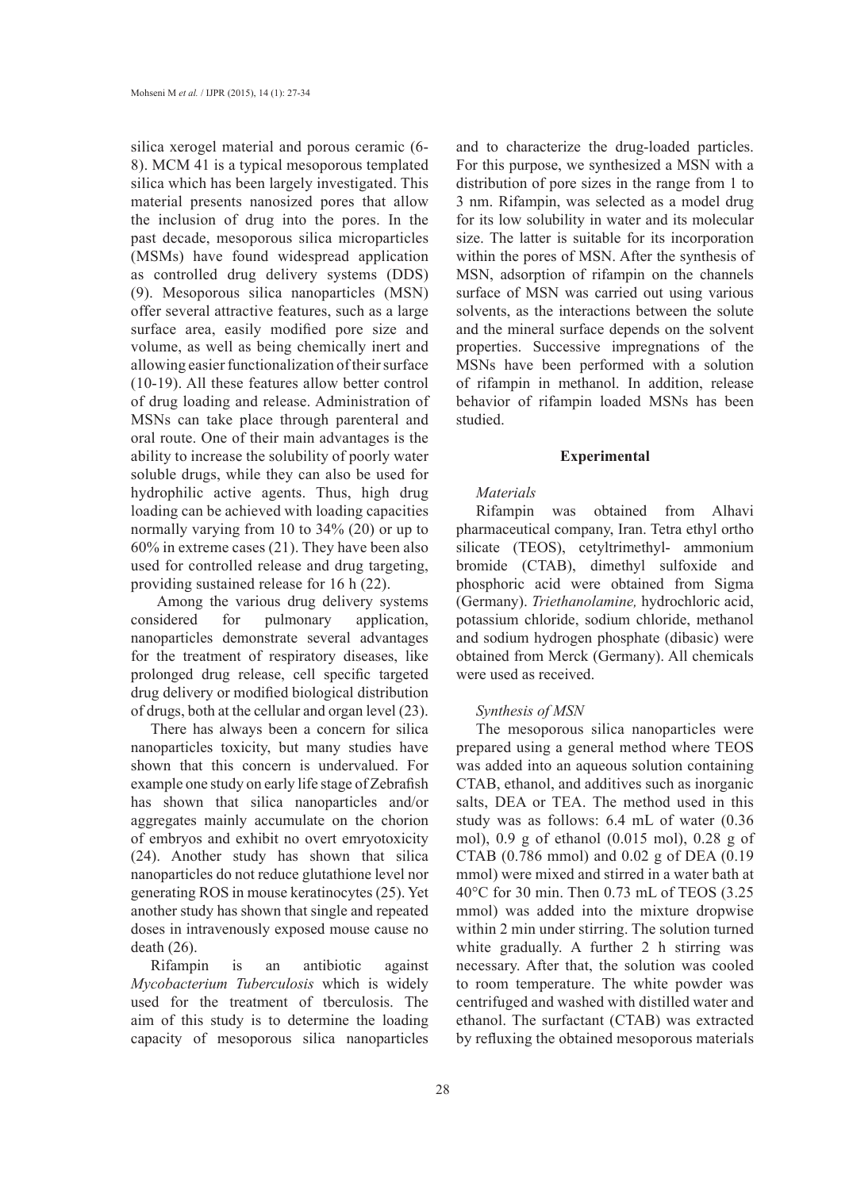silica xerogel material and porous ceramic (6-8). MCM 41 is a typical mesoporous templated silica which has been largely investigated. This material presents nanosized pores that allow the inclusion of drug into the pores. In the past decade, mesoporous silica microparticles (MSMs) have found widespread application as controlled drug delivery systems (DDS) (9). Mesoporous silica nanoparticles (MSN) offer several attractive features, such as a large surface area, easily modified pore size and volume, as well as being chemically inert and allowing easier functionalization of their surface (10-19). All these features allow better control of drug loading and release. Administration of MSNs can take place through parenteral and oral route. One of their main advantages is the ability to increase the solubility of poorly water soluble drugs, while they can also be used for hydrophilic active agents. Thus, high drug loading can be achieved with loading capacities normally varying from 10 to 34% (20) or up to 60% in extreme cases (21). They have been also used for controlled release and drug targeting, providing sustained release for 16 h (22).

Among the various drug delivery systems considered for pulmonary application, nanoparticles demonstrate several advantages for the treatment of respiratory diseases, like prolonged drug release, cell specific targeted drug delivery or modified biological distribution of drugs, both at the cellular and organ level (23).

There has always been a concern for silica nanoparticles toxicity, but many studies have shown that this concern is undervalued. For example one study on early life stage of Zebrafish has shown that silica nanoparticles and/or aggregates mainly accumulate on the chorion of embryos and exhibit no overt emryotoxicity (24). Another study has shown that silica nanoparticles do not reduce glutathione level nor generating ROS in mouse keratinocytes (25). Yet another study has shown that single and repeated doses in intravenously exposed mouse cause no death (26).

Rifampin is an antibiotic against *Mycobacterium Tuberculosis* which is widely used for the treatment of tberculosis. The aim of this study is to determine the loading capacity of mesoporous silica nanoparticles and to characterize the drug-loaded particles. For this purpose, we synthesized a MSN with a distribution of pore sizes in the range from 1 to 3 nm. Rifampin, was selected as a model drug for its low solubility in water and its molecular size. The latter is suitable for its incorporation within the pores of MSN. After the synthesis of MSN, adsorption of rifampin on the channels surface of MSN was carried out using various solvents, as the interactions between the solute and the mineral surface depends on the solvent properties. Successive impregnations of the MSNs have been performed with a solution of rifampin in methanol. In addition, release behavior of rifampin loaded MSNs has been studied.

## Experimental

### *Materials*

Rifampin was obtained from Alhavi pharmaceutical company, Iran. Tetra ethyl ortho silicate (TEOS), cetyltrimethyl- ammonium bromide (CTAB), dimethyl sulfoxide and phosphoric acid were obtained from Sigma (Germany). *Triethanolamine,* hydrochloric acid, potassium chloride, sodium chloride, methanol and sodium hydrogen phosphate (dibasic) were obtained from Merck (Germany). All chemicals were used as received.

### *Synthesis of MSN*

The mesoporous silica nanoparticles were prepared using a general method where TEOS was added into an aqueous solution containing CTAB, ethanol, and additives such as inorganic salts, DEA or TEA. The method used in this study was as follows: 6.4 mL of water (0.36 mol), 0.9 g of ethanol (0.015 mol), 0.28 g of CTAB (0.786 mmol) and 0.02 g of DEA (0.19 mmol) were mixed and stirred in a water bath at 40°C for 30 min. Then 0.73 mL of TEOS (3.25 mmol) was added into the mixture dropwise within 2 min under stirring. The solution turned white gradually. A further 2 h stirring was necessary. After that, the solution was cooled to room temperature. The white powder was centrifuged and washed with distilled water and ethanol. The surfactant (CTAB) was extracted by refluxing the obtained mesoporous materials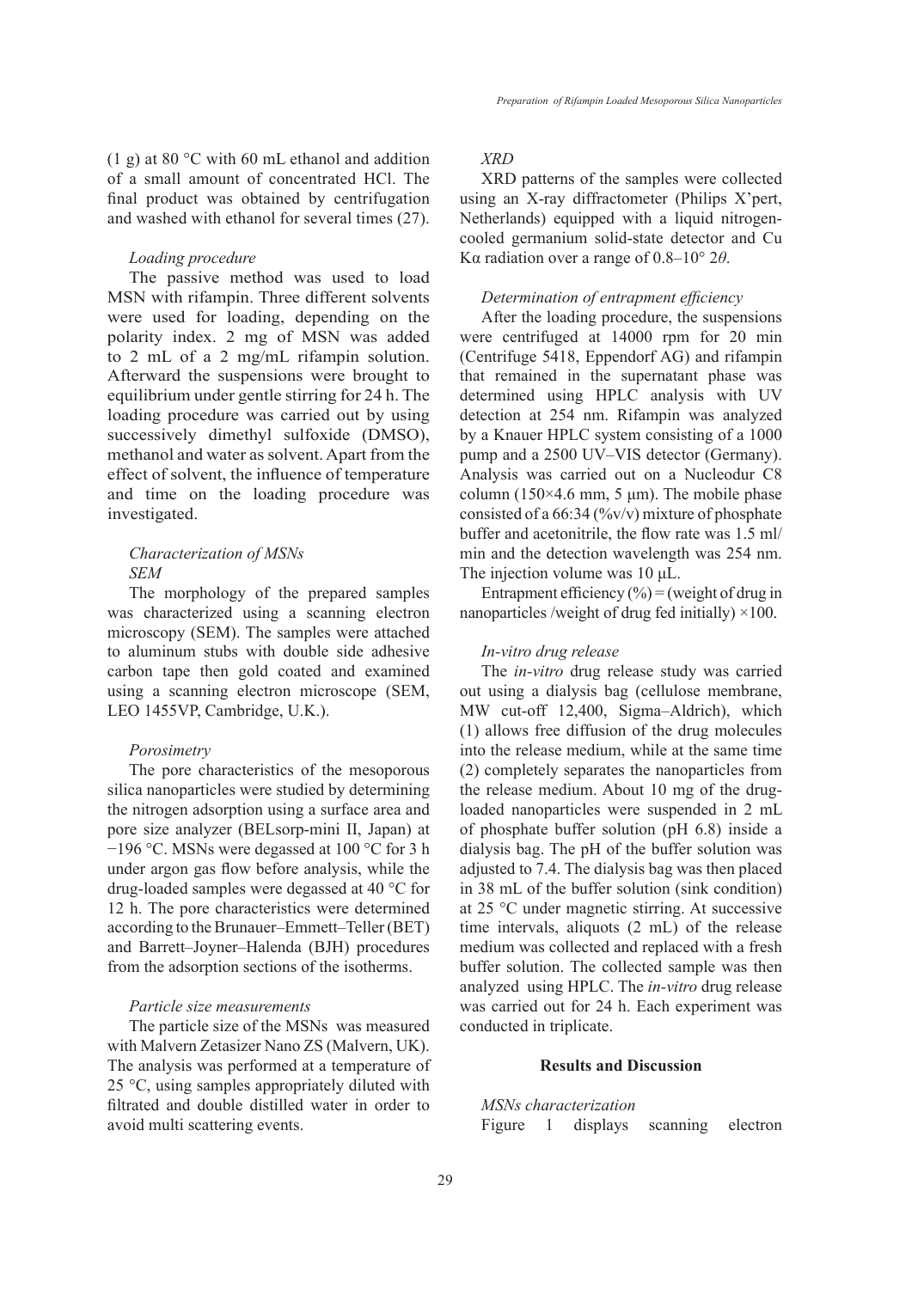(1 g) at 80 °C with 60 mL ethanol and addition of a small amount of concentrated HCl. The final product was obtained by centrifugation and washed with ethanol for several times (27).

*Loading procedure*

The passive method was used to load MSN with rifampin. Three different solvents were used for loading, depending on the polarity index. 2 mg of MSN was added to 2 mL of a 2 mg/mL rifampin solution. Afterward the suspensions were brought to equilibrium under gentle stirring for 24 h. The loading procedure was carried out by using successively dimethyl sulfoxide (DMSO), methanol and water as solvent. Apart from the effect of solvent, the influence of temperature and time on the loading procedure was investigated.

*Characterization of MSNs*

*SEM*

The morphology of the prepared samples was characterized using a scanning electron microscopy (SEM). The samples were attached to aluminum stubs with double side adhesive carbon tape then gold coated and examined using a scanning electron microscope (SEM, LEO 1455VP, Cambridge, U.K.).

*Porosimetry*

The pore characteristics of the mesoporous silica nanoparticles were studied by determining the nitrogen adsorption using a surface area and pore size analyzer (BELsorp-mini II, Japan) at −196 °C. MSNs were degassed at 100 °C for 3 h under argon gas flow before analysis, while the drug-loaded samples were degassed at 40 °C for 12 h. The pore characteristics were determined according to the Brunauer–Emmett–Teller (BET) and Barrett–Joyner–Halenda (BJH) procedures from the adsorption sections of the isotherms.

*Particle size measurements*

The particle size of the MSNs was measured with Malvern Zetasizer Nano ZS (Malvern, UK). The analysis was performed at a temperature of 25 °C, using samples appropriately diluted with filtrated and double distilled water in order to avoid multi scattering events.

*XRD*

XRD patterns of the samples were collected using an X-ray diffractometer (Philips X'pert, Netherlands) equipped with a liquid nitrogen-cooled germanium solid-state detector and Cu Kα radiation over a range of 0.8–10° 2*θ*.

*Determination of entrapment efficiency*

After the loading procedure, the suspensions were centrifuged at 14000 rpm for 20 min (Centrifuge 5418, Eppendorf AG) and rifampin that remained in the supernatant phase was determined using HPLC analysis with UV detection at 254 nm. Rifampin was analyzed by a Knauer HPLC system consisting of a 1000 pump and a 2500 UV–VIS detector (Germany). Analysis was carried out on a Nucleodur C8 column (150×4.6 mm, 5 μm). The mobile phase consisted of a 66:34 (%v/v) mixture of phosphate buffer and acetonitrile, the flow rate was 1.5 ml/min and the detection wavelength was 254 nm. The injection volume was 10 μL.

Entrapment efficiency (%) = (weight of drug in nanoparticles /weight of drug fed initially) ×100.

*In-vitro drug release*

The *in-vitro* drug release study was carried out using a dialysis bag (cellulose membrane, MW cut-off 12,400, Sigma–Aldrich), which (1) allows free diffusion of the drug molecules into the release medium, while at the same time (2) completely separates the nanoparticles from the release medium. About 10 mg of the drug-loaded nanoparticles were suspended in 2 mL of phosphate buffer solution (pH 6.8) inside a dialysis bag. The pH of the buffer solution was adjusted to 7.4. The dialysis bag was then placed in 38 mL of the buffer solution (sink condition) at 25 °C under magnetic stirring. At successive time intervals, aliquots (2 mL) of the release medium was collected and replaced with a fresh buffer solution. The collected sample was then analyzed using HPLC. The *in-vitro* drug release was carried out for 24 h. Each experiment was conducted in triplicate.

## Results and Discussion

*MSNs characterization*

Figure 1 displays scanning electron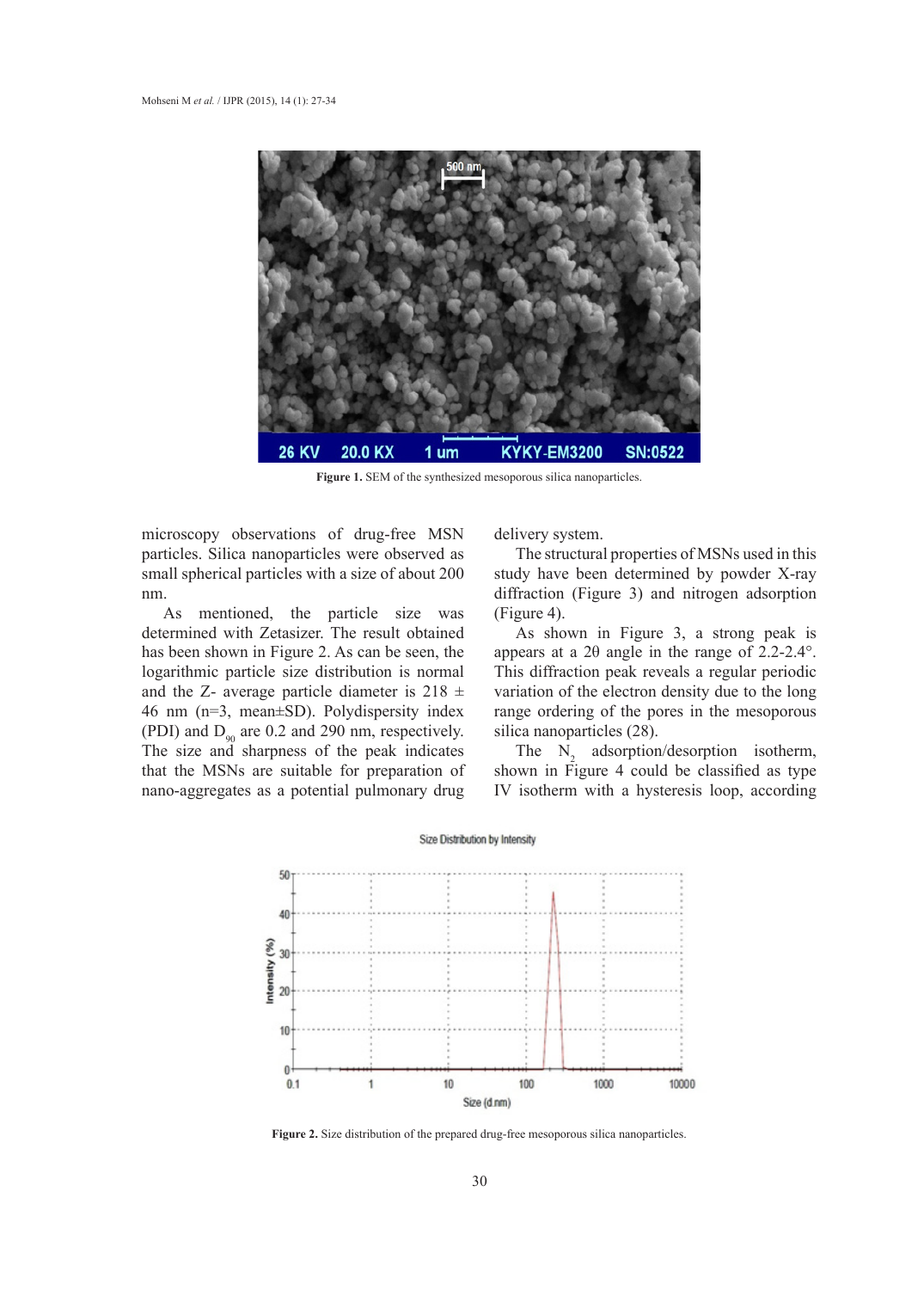Figure 1. SEM of the synthesized mesoporous silica nanoparticles.

microscopy observations of drug-free MSN particles. Silica nanoparticles were observed as small spherical particles with a size of about 200 nm.

As mentioned, the particle size was determined with Zetasizer. The result obtained has been shown in Figure 2. As can be seen, the logarithmic particle size distribution is normal and the Z- average particle diameter is 218 ± 46 nm (n=3, mean±SD). Polydispersity index (PDI) and $D_{90}$ are 0.2 and 290 nm, respectively. The size and sharpness of the peak indicates that the MSNs are suitable for preparation of nano-aggregates as a potential pulmonary drug delivery system.

The structural properties of MSNs used in this study have been determined by powder X-ray diffraction (Figure 3) and nitrogen adsorption (Figure 4).

As shown in Figure 3, a strong peak is appears at a 2θ angle in the range of 2.2-2.4°. This diffraction peak reveals a regular periodic variation of the electron density due to the long range ordering of the pores in the mesoporous silica nanoparticles (28).

The $N_2$ adsorption/desorption isotherm, shown in Figure 4 could be classified as type IV isotherm with a hysteresis loop, according

Figure 2. Size distribution of the prepared drug-free mesoporous silica nanoparticles.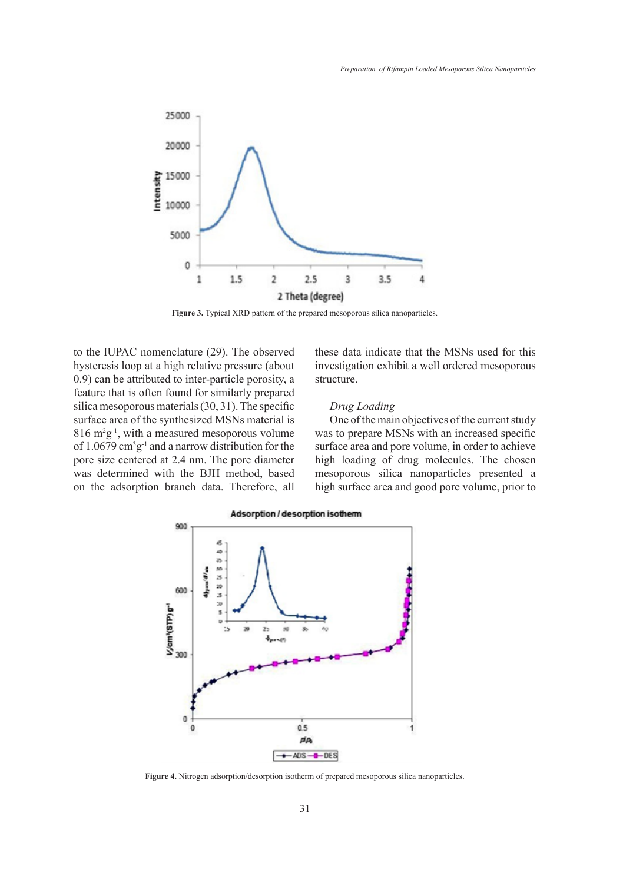Figure 3. Typical XRD pattern of the prepared mesoporous silica nanoparticles.

to the IUPAC nomenclature (29). The observed hysteresis loop at a high relative pressure (about 0.9) can be attributed to inter-particle porosity, a feature that is often found for similarly prepared silica mesoporous materials (30, 31). The specific surface area of the synthesized MSNs material is 816 $m^2g^{-1}$, with a measured mesoporous volume of 1.0679 $cm^3g^{-1}$ and a narrow distribution for the pore size centered at 2.4 nm. The pore diameter was determined with the BJH method, based on the adsorption branch data. Therefore, all these data indicate that the MSNs used for this investigation exhibit a well ordered mesoporous structure.

*Drug Loading*

One of the main objectives of the current study was to prepare MSNs with an increased specific surface area and pore volume, in order to achieve high loading of drug molecules. The chosen mesoporous silica nanoparticles presented a high surface area and good pore volume, prior to

Figure 4. Nitrogen adsorption/desorption isotherm of prepared mesoporous silica nanoparticles.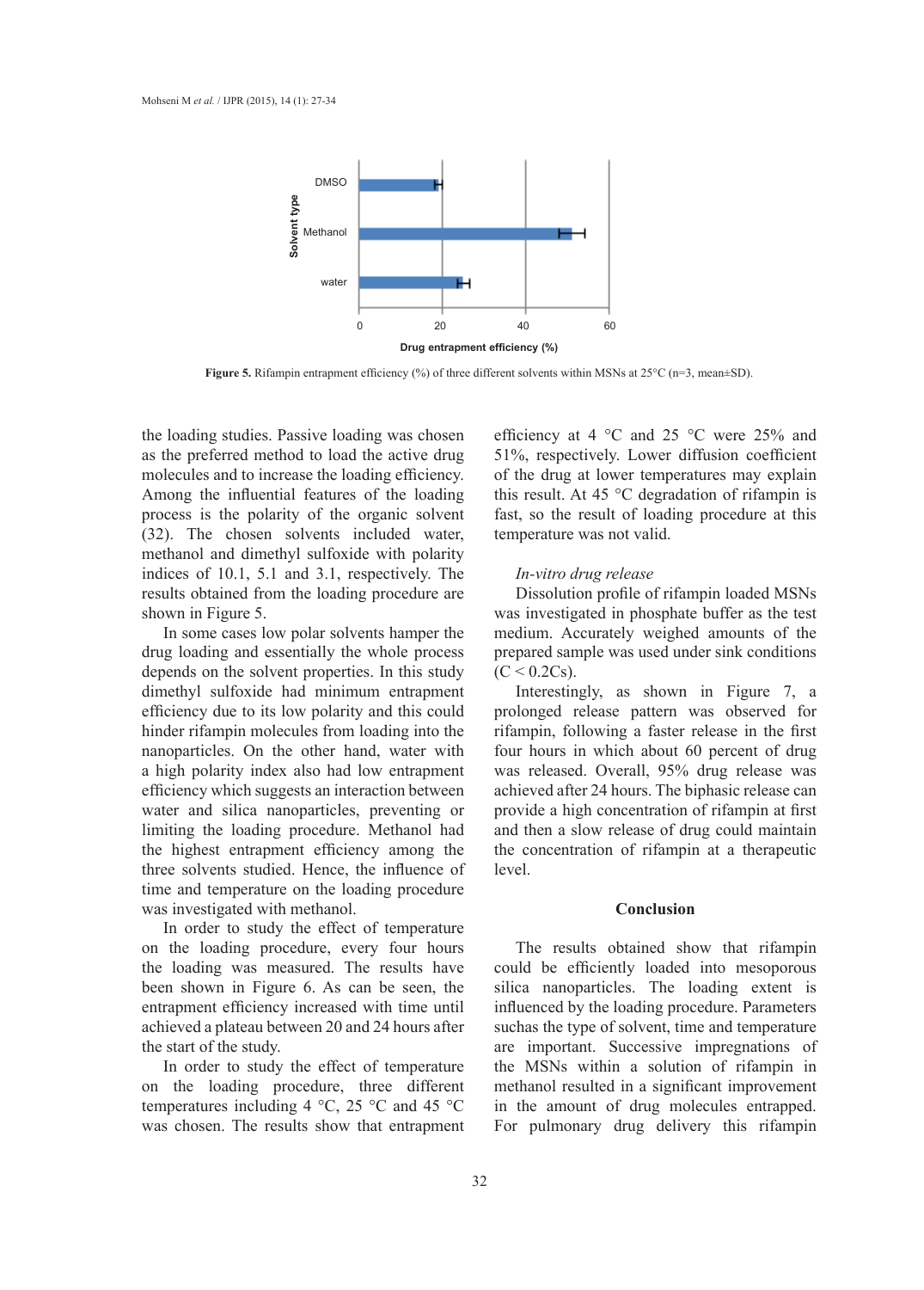**Figure 5.** Rifampin entrapment efficiency (%) of three different solvents within MSNs at 25°C (n=3, mean±SD).

the loading studies. Passive loading was chosen as the preferred method to load the active drug molecules and to increase the loading efficiency. Among the influential features of the loading process is the polarity of the organic solvent (32). The chosen solvents included water, methanol and dimethyl sulfoxide with polarity indices of 10.1, 5.1 and 3.1, respectively. The results obtained from the loading procedure are shown in Figure 5.

In some cases low polar solvents hamper the drug loading and essentially the whole process depends on the solvent properties. In this study dimethyl sulfoxide had minimum entrapment efficiency due to its low polarity and this could hinder rifampin molecules from loading into the nanoparticles. On the other hand, water with a high polarity index also had low entrapment efficiency which suggests an interaction between water and silica nanoparticles, preventing or limiting the loading procedure. Methanol had the highest entrapment efficiency among the three solvents studied. Hence, the influence of time and temperature on the loading procedure was investigated with methanol.

In order to study the effect of temperature on the loading procedure, every four hours the loading was measured. The results have been shown in Figure 6. As can be seen, the entrapment efficiency increased with time until achieved a plateau between 20 and 24 hours after the start of the study.

In order to study the effect of temperature on the loading procedure, three different temperatures including 4 °C, 25 °C and 45 °C was chosen. The results show that entrapment efficiency at 4 °C and 25 °C were 25% and 51%, respectively. Lower diffusion coefficient of the drug at lower temperatures may explain this result. At 45 °C degradation of rifampin is fast, so the result of loading procedure at this temperature was not valid.

### *In-vitro drug release*

Dissolution profile of rifampin loaded MSNs was investigated in phosphate buffer as the test medium. Accurately weighed amounts of the prepared sample was used under sink conditions ($C < 0.2Cs$).

Interestingly, as shown in Figure 7, a prolonged release pattern was observed for rifampin, following a faster release in the first four hours in which about 60 percent of drug was released. Overall, 95% drug release was achieved after 24 hours. The biphasic release can provide a high concentration of rifampin at first and then a slow release of drug could maintain the concentration of rifampin at a therapeutic level.

## Conclusion

The results obtained show that rifampin could be efficiently loaded into mesoporous silica nanoparticles. The loading extent is influenced by the loading procedure. Parameters suchas the type of solvent, time and temperature are important. Successive impregnations of the MSNs within a solution of rifampin in methanol resulted in a significant improvement in the amount of drug molecules entrapped. For pulmonary drug delivery this rifampin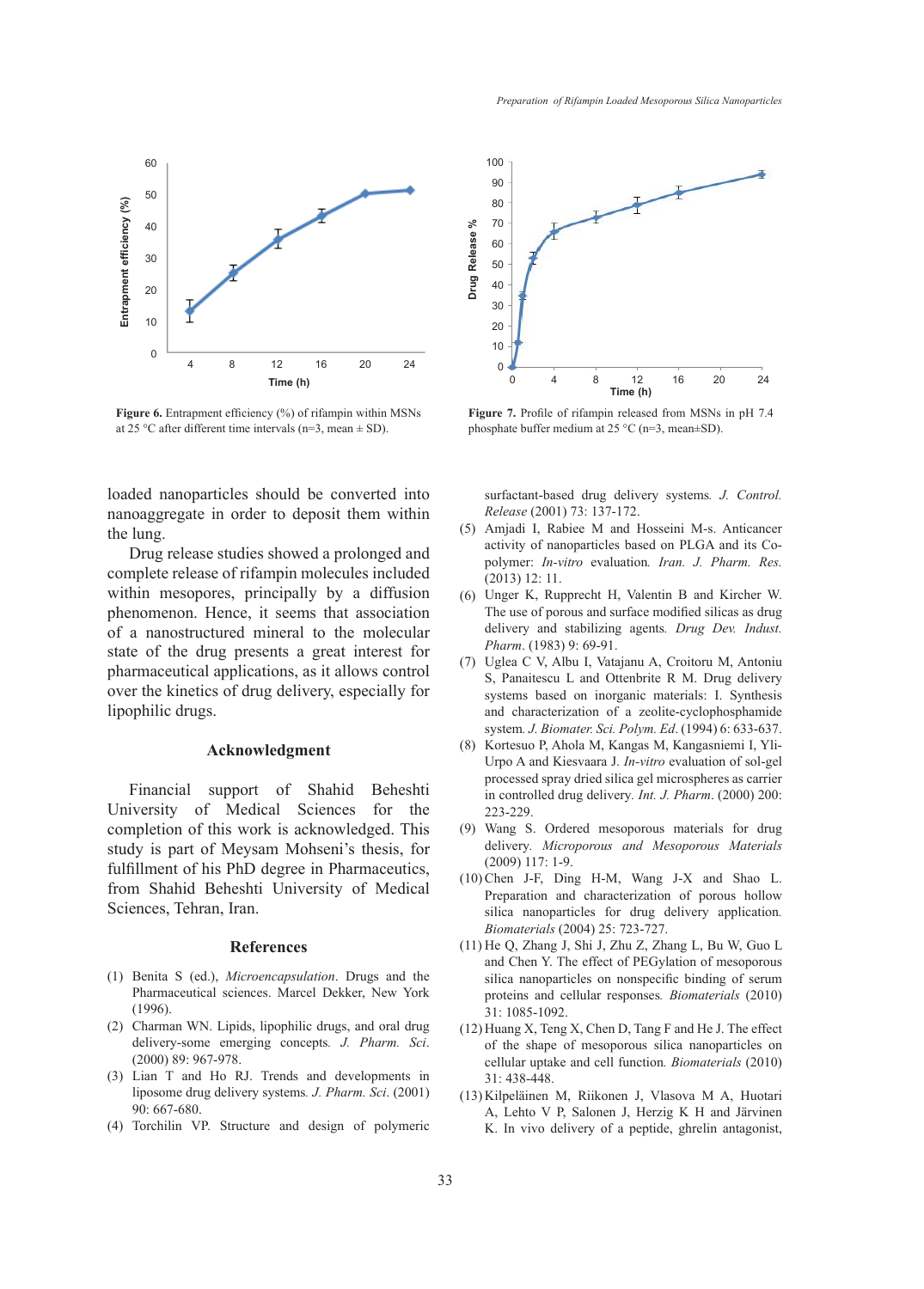Figure 6. Entrapment efficiency (%) of rifampin within MSNs at 25 °C after different time intervals (n=3, mean ± SD).

Figure 7. Profile of rifampin released from MSNs in pH 7.4 phosphate buffer medium at 25 °C (n=3, mean±SD).

loaded nanoparticles should be converted into nanoaggregate in order to deposit them within the lung.

Drug release studies showed a prolonged and complete release of rifampin molecules included within mesopores, principally by a diffusion phenomenon. Hence, it seems that association of a nanostructured mineral to the molecular state of the drug presents a great interest for pharmaceutical applications, as it allows control over the kinetics of drug delivery, especially for lipophilic drugs.

## Acknowledgment

Financial support of Shahid Beheshti University of Medical Sciences for the completion of this work is acknowledged. This study is part of Meysam Mohseni's thesis, for fulfillment of his PhD degree in Pharmaceutics, from Shahid Beheshti University of Medical Sciences, Tehran, Iran.

## References

(1) Benita S (ed.), *Microencapsulation*. Drugs and the Pharmaceutical sciences. Marcel Dekker, New York (1996).

(2) Charman WN. Lipids, lipophilic drugs, and oral drug delivery-some emerging concepts. *J. Pharm. Sci*. (2000) 89: 967-978.

(3) Lian T and Ho RJ. Trends and developments in liposome drug delivery systems. *J. Pharm. Sci*. (2001) 90: 667-680.

(4) Torchilin VP. Structure and design of polymeric surfactant-based drug delivery systems. *J. Control. Release* (2001) 73: 137-172.

(5) Amjadi I, Rabiee M and Hosseini M-s. Anticancer activity of nanoparticles based on PLGA and its Co-polymer: *In-vitro* evaluation. *Iran. J. Pharm. Res.* (2013) 12: 11.

(6) Unger K, Rupprecht H, Valentin B and Kircher W. The use of porous and surface modified silicas as drug delivery and stabilizing agents. *Drug Dev. Indust. Pharm*. (1983) 9: 69-91.

(7) Uglea C V, Albu I, Vatajanu A, Croitoru M, Antoniu S, Panaitescu L and Ottenbrite R M. Drug delivery systems based on inorganic materials: I. Synthesis and characterization of a zeolite-cyclophosphamide system. *J. Biomater. Sci. Polym. Ed*. (1994) 6: 633-637.

(8) Kortesuo P, Ahola M, Kangas M, Kangasniemi I, Yli-Urpo A and Kiesvaara J. *In-vitro* evaluation of sol-gel processed spray dried silica gel microspheres as carrier in controlled drug delivery. *Int. J. Pharm*. (2000) 200: 223-229.

(9) Wang S. Ordered mesoporous materials for drug delivery. *Microporous and Mesoporous Materials* (2009) 117: 1-9.

(10) Chen J-F, Ding H-M, Wang J-X and Shao L. Preparation and characterization of porous hollow silica nanoparticles for drug delivery application. *Biomaterials* (2004) 25: 723-727.

(11) He Q, Zhang J, Shi J, Zhu Z, Zhang L, Bu W, Guo L and Chen Y. The effect of PEGylation of mesoporous silica nanoparticles on nonspecific binding of serum proteins and cellular responses. *Biomaterials* (2010) 31: 1085-1092.

(12) Huang X, Teng X, Chen D, Tang F and He J. The effect of the shape of mesoporous silica nanoparticles on cellular uptake and cell function. *Biomaterials* (2010) 31: 438-448.

(13) Kilpeläinen M, Riikonen J, Vlasova M A, Huotari A, Lehto V P, Salonen J, Herzig K H and Järvinen K. In vivo delivery of a peptide, ghrelin antagonist,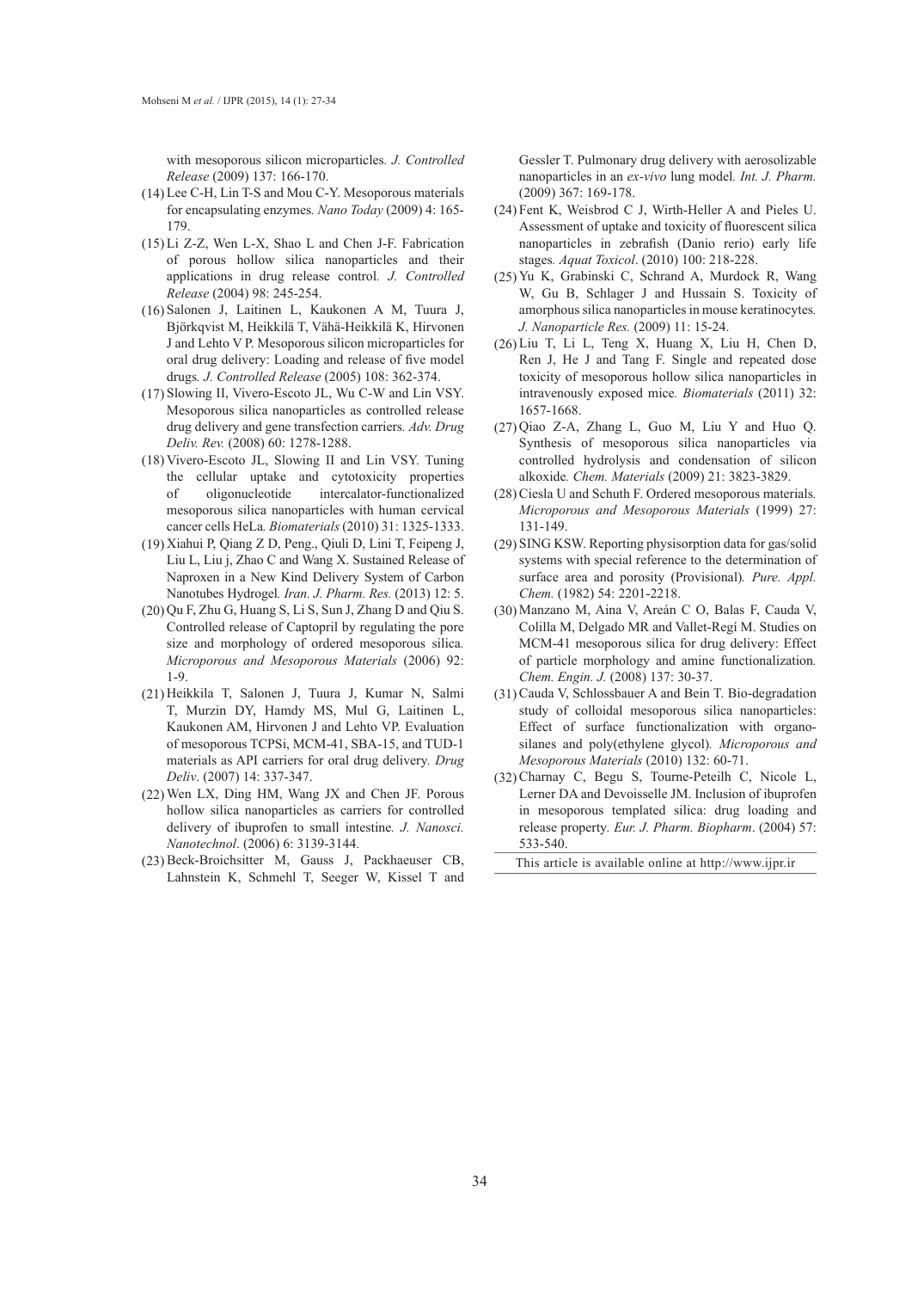with mesoporous silicon microparticles. *J. Controlled Release* (2009) 137: 166-170.

(14) Lee C-H, Lin T-S and Mou C-Y. Mesoporous materials for encapsulating enzymes. *Nano Today* (2009) 4: 165-179.

(15) Li Z-Z, Wen L-X, Shao L and Chen J-F. Fabrication of porous hollow silica nanoparticles and their applications in drug release control. *J. Controlled Release* (2004) 98: 245-254.

(16) Salonen J, Laitinen L, Kaukonen A M, Tuura J, Björkqvist M, Heikkilä T, Vähä-Heikkilä K, Hirvonen J and Lehto V P. Mesoporous silicon microparticles for oral drug delivery: Loading and release of five model drugs. *J. Controlled Release* (2005) 108: 362-374.

(17) Slowing II, Vivero-Escoto JL, Wu C-W and Lin VSY. Mesoporous silica nanoparticles as controlled release drug delivery and gene transfection carriers. *Adv. Drug Deliv. Rev.* (2008) 60: 1278-1288.

(18) Vivero-Escoto JL, Slowing II and Lin VSY. Tuning the cellular uptake and cytotoxicity properties of oligonucleotide intercalator-functionalized mesoporous silica nanoparticles with human cervical cancer cells HeLa. *Biomaterials* (2010) 31: 1325-1333.

(19) Xiahui P, Qiang Z D, Peng., Qiuli D, Lini T, Feipeng J, Liu L, Liu j, Zhao C and Wang X. Sustained Release of Naproxen in a New Kind Delivery System of Carbon Nanotubes Hydrogel. *Iran. J. Pharm. Res.* (2013) 12: 5.

(20) Qu F, Zhu G, Huang S, Li S, Sun J, Zhang D and Qiu S. Controlled release of Captopril by regulating the pore size and morphology of ordered mesoporous silica. *Microporous and Mesoporous Materials* (2006) 92: 1-9.

(21) Heikkila T, Salonen J, Tuura J, Kumar N, Salmi T, Murzin DY, Hamdy MS, Mul G, Laitinen L, Kaukonen AM, Hirvonen J and Lehto VP. Evaluation of mesoporous TCPSi, MCM-41, SBA-15, and TUD-1 materials as API carriers for oral drug delivery. *Drug Deliv*. (2007) 14: 337-347.

(22) Wen LX, Ding HM, Wang JX and Chen JF. Porous hollow silica nanoparticles as carriers for controlled delivery of ibuprofen to small intestine. *J. Nanosci. Nanotechnol*. (2006) 6: 3139-3144.

(23) Beck-Broichsitter M, Gauss J, Packhaeuser CB, Lahnstein K, Schmehl T, Seeger W, Kissel T and Gessler T. Pulmonary drug delivery with aerosolizable nanoparticles in an *ex-vivo* lung model. *Int. J. Pharm.* (2009) 367: 169-178.

(24) Fent K, Weisbrod C J, Wirth-Heller A and Pieles U. Assessment of uptake and toxicity of fluorescent silica nanoparticles in zebrafish (Danio rerio) early life stages. *Aquat Toxicol*. (2010) 100: 218-228.

(25) Yu K, Grabinski C, Schrand A, Murdock R, Wang W, Gu B, Schlager J and Hussain S. Toxicity of amorphous silica nanoparticles in mouse keratinocytes. *J. Nanoparticle Res.* (2009) 11: 15-24.

(26) Liu T, Li L, Teng X, Huang X, Liu H, Chen D, Ren J, He J and Tang F. Single and repeated dose toxicity of mesoporous hollow silica nanoparticles in intravenously exposed mice. *Biomaterials* (2011) 32: 1657-1668.

(27) Qiao Z-A, Zhang L, Guo M, Liu Y and Huo Q. Synthesis of mesoporous silica nanoparticles via controlled hydrolysis and condensation of silicon alkoxide. *Chem. Materials* (2009) 21: 3823-3829.

(28) Ciesla U and Schuth F. Ordered mesoporous materials. *Microporous and Mesoporous Materials* (1999) 27: 131-149.

(29) SING KSW. Reporting physisorption data for gas/solid systems with special reference to the determination of surface area and porosity (Provisional). *Pure. Appl. Chem.* (1982) 54: 2201-2218.

(30) Manzano M, Aina V, Areán C O, Balas F, Cauda V, Colilla M, Delgado MR and Vallet-Regí M. Studies on MCM-41 mesoporous silica for drug delivery: Effect of particle morphology and amine functionalization. *Chem. Engin. J.* (2008) 137: 30-37.

(31) Cauda V, Schlossbauer A and Bein T. Bio-degradation study of colloidal mesoporous silica nanoparticles: Effect of surface functionalization with organo-silanes and poly(ethylene glycol). *Microporous and Mesoporous Materials* (2010) 132: 60-71.

(32) Charnay C, Begu S, Tourne-Peteilh C, Nicole L, Lerner DA and Devoisselle JM. Inclusion of ibuprofen in mesoporous templated silica: drug loading and release property. *Eur. J. Pharm. Biopharm*. (2004) 57: 533-540.

This article is available online at http://www.ijpr.ir